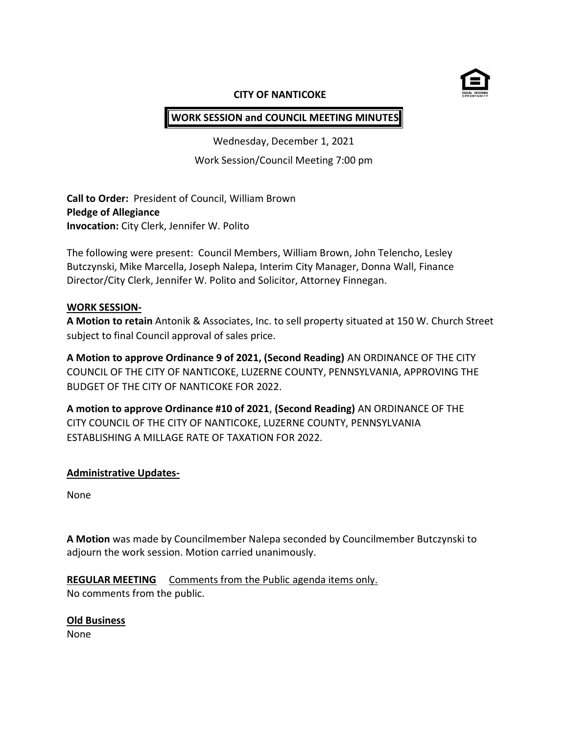# CITY OF NANTICOKE

## WORK SESSION and COUNCIL MEETING MINUTES

Wednesday, December 1, 2021

Work Session/Council Meeting 7:00 pm

**Call to Order:** President of Council, William Brown
**Pledge of Allegiance**
**Invocation:** City Clerk, Jennifer W. Polito

The following were present: Council Members, William Brown, John Telencho, Lesley Butczynski, Mike Marcella, Joseph Nalepa, Interim City Manager, Donna Wall, Finance Director/City Clerk, Jennifer W. Polito and Solicitor, Attorney Finnegan.

**WORK SESSION-**

**A Motion to retain** Antonik & Associates, Inc. to sell property situated at 150 W. Church Street subject to final Council approval of sales price.

**A Motion to approve Ordinance 9 of 2021, (Second Reading)** AN ORDINANCE OF THE CITY COUNCIL OF THE CITY OF NANTICOKE, LUZERNE COUNTY, PENNSYLVANIA, APPROVING THE BUDGET OF THE CITY OF NANTICOKE FOR 2022.

**A motion to approve Ordinance #10 of 2021**, **(Second Reading)** AN ORDINANCE OF THE CITY COUNCIL OF THE CITY OF NANTICOKE, LUZERNE COUNTY, PENNSYLVANIA ESTABLISHING A MILLAGE RATE OF TAXATION FOR 2022.

**Administrative Updates-**

None

**A Motion** was made by Councilmember Nalepa seconded by Councilmember Butczynski to adjourn the work session. Motion carried unanimously.

**REGULAR MEETING** Comments from the Public agenda items only.
No comments from the public.

**Old Business**
None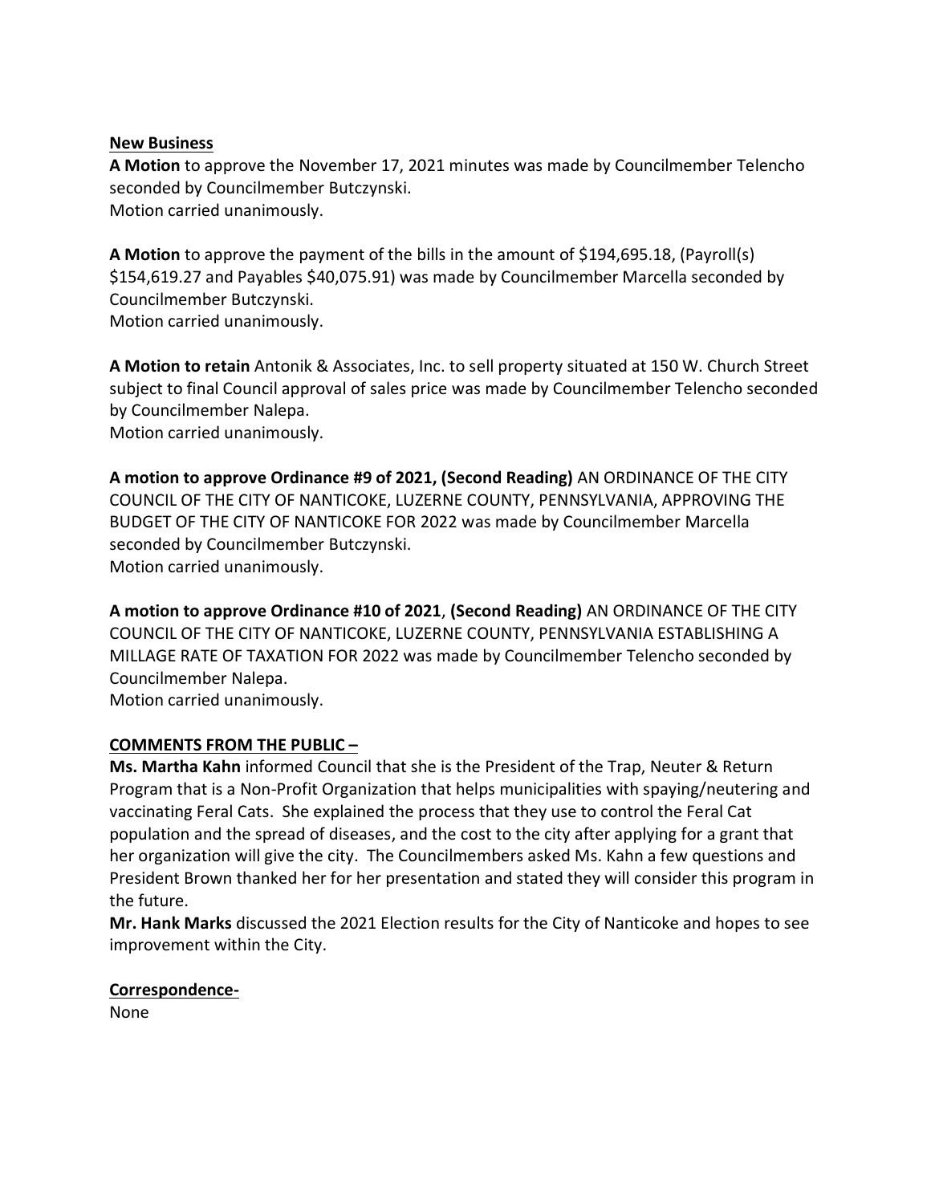**<u>New Business</u>**

**A Motion** to approve the November 17, 2021 minutes was made by Councilmember Telencho seconded by Councilmember Butczynski.
Motion carried unanimously.

**A Motion** to approve the payment of the bills in the amount of $194,695.18, (Payroll(s) $154,619.27 and Payables $40,075.91) was made by Councilmember Marcella seconded by Councilmember Butczynski.
Motion carried unanimously.

**A Motion to retain** Antonik & Associates, Inc. to sell property situated at 150 W. Church Street subject to final Council approval of sales price was made by Councilmember Telencho seconded by Councilmember Nalepa.
Motion carried unanimously.

**A motion to approve Ordinance #9 of 2021, (Second Reading)** AN ORDINANCE OF THE CITY COUNCIL OF THE CITY OF NANTICOKE, LUZERNE COUNTY, PENNSYLVANIA, APPROVING THE BUDGET OF THE CITY OF NANTICOKE FOR 2022 was made by Councilmember Marcella seconded by Councilmember Butczynski.
Motion carried unanimously.

**A motion to approve Ordinance #10 of 2021**, **(Second Reading)** AN ORDINANCE OF THE CITY COUNCIL OF THE CITY OF NANTICOKE, LUZERNE COUNTY, PENNSYLVANIA ESTABLISHING A MILLAGE RATE OF TAXATION FOR 2022 was made by Councilmember Telencho seconded by Councilmember Nalepa.
Motion carried unanimously.

**<u>COMMENTS FROM THE PUBLIC –</u>**

**Ms. Martha Kahn** informed Council that she is the President of the Trap, Neuter & Return Program that is a Non-Profit Organization that helps municipalities with spaying/neutering and vaccinating Feral Cats. She explained the process that they use to control the Feral Cat population and the spread of diseases, and the cost to the city after applying for a grant that her organization will give the city. The Councilmembers asked Ms. Kahn a few questions and President Brown thanked her for her presentation and stated they will consider this program in the future.
**Mr. Hank Marks** discussed the 2021 Election results for the City of Nanticoke and hopes to see improvement within the City.

**<u>Correspondence-</u>**

None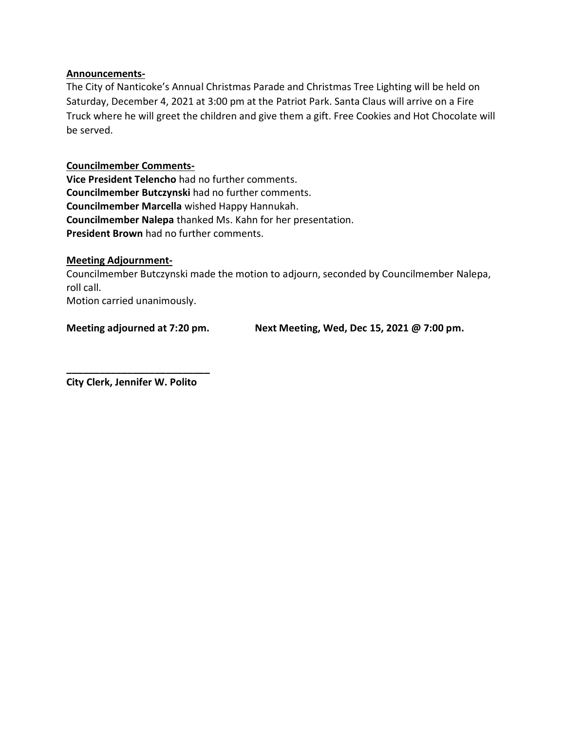**Announcements-**

The City of Nanticoke's Annual Christmas Parade and Christmas Tree Lighting will be held on Saturday, December 4, 2021 at 3:00 pm at the Patriot Park. Santa Claus will arrive on a Fire Truck where he will greet the children and give them a gift. Free Cookies and Hot Chocolate will be served.

**Councilmember Comments-**

**Vice President Telencho** had no further comments.
**Councilmember Butczynski** had no further comments.
**Councilmember Marcella** wished Happy Hannukah.
**Councilmember Nalepa** thanked Ms. Kahn for her presentation.
**President Brown** had no further comments.

**Meeting Adjournment-**

Councilmember Butczynski made the motion to adjourn, seconded by Councilmember Nalepa, roll call.
Motion carried unanimously.

**Meeting adjourned at 7:20 pm.** **Next Meeting, Wed, Dec 15, 2021 @ 7:00 pm.**

__________________________
**City Clerk, Jennifer W. Polito**